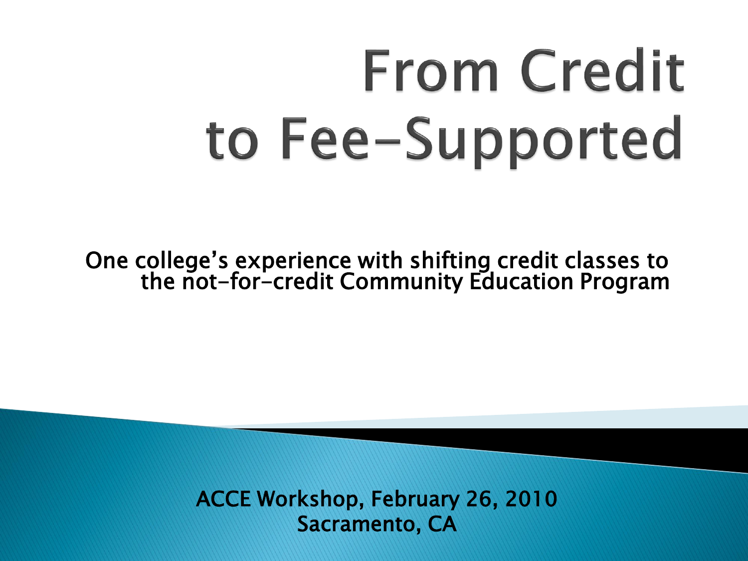# From Credit to Fee-Supported

One college's experience with shifting credit classes to the not-for-credit Community Education Program

ACCE Workshop, February 26, 2010
Sacramento, CA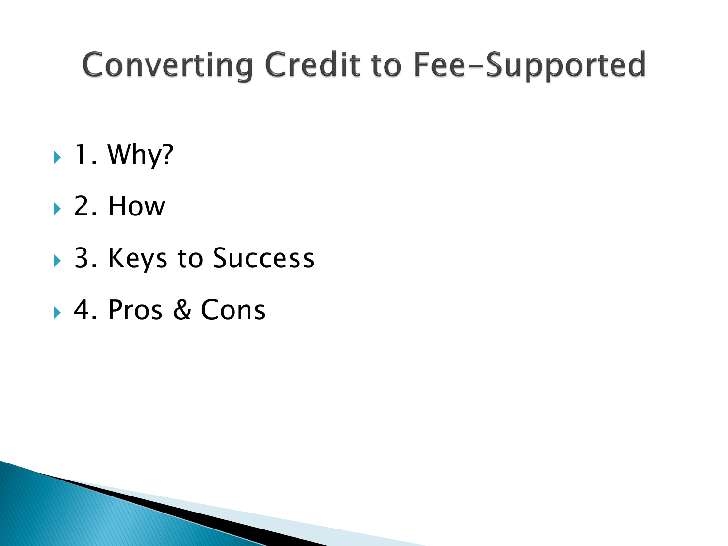# Converting Credit to Fee-Supported

- 1. Why?
- 2. How
- 3. Keys to Success
- 4. Pros & Cons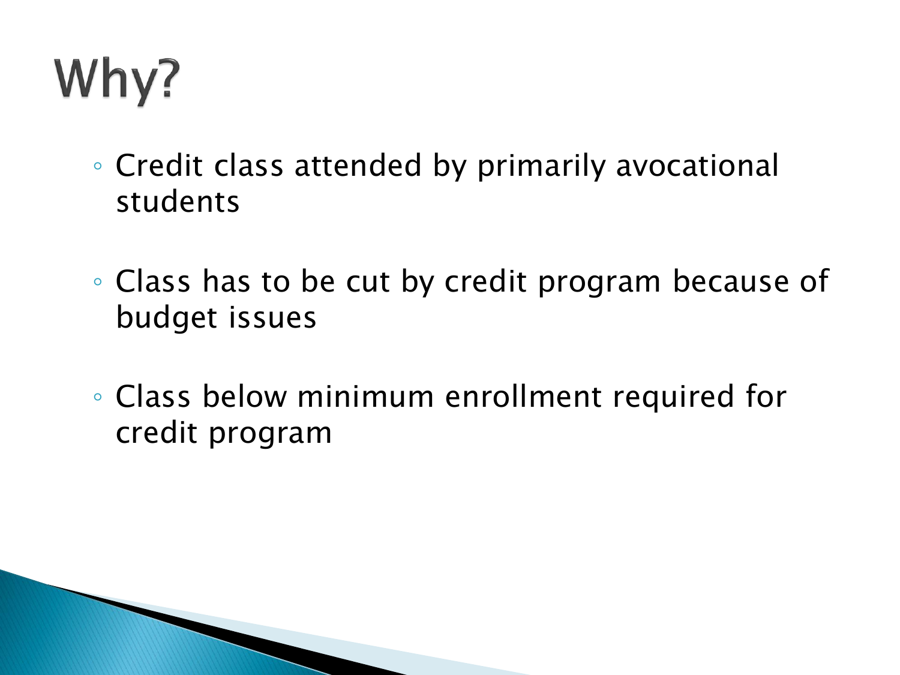# Why?

- Credit class attended by primarily avocational students
- Class has to be cut by credit program because of budget issues
- Class below minimum enrollment required for credit program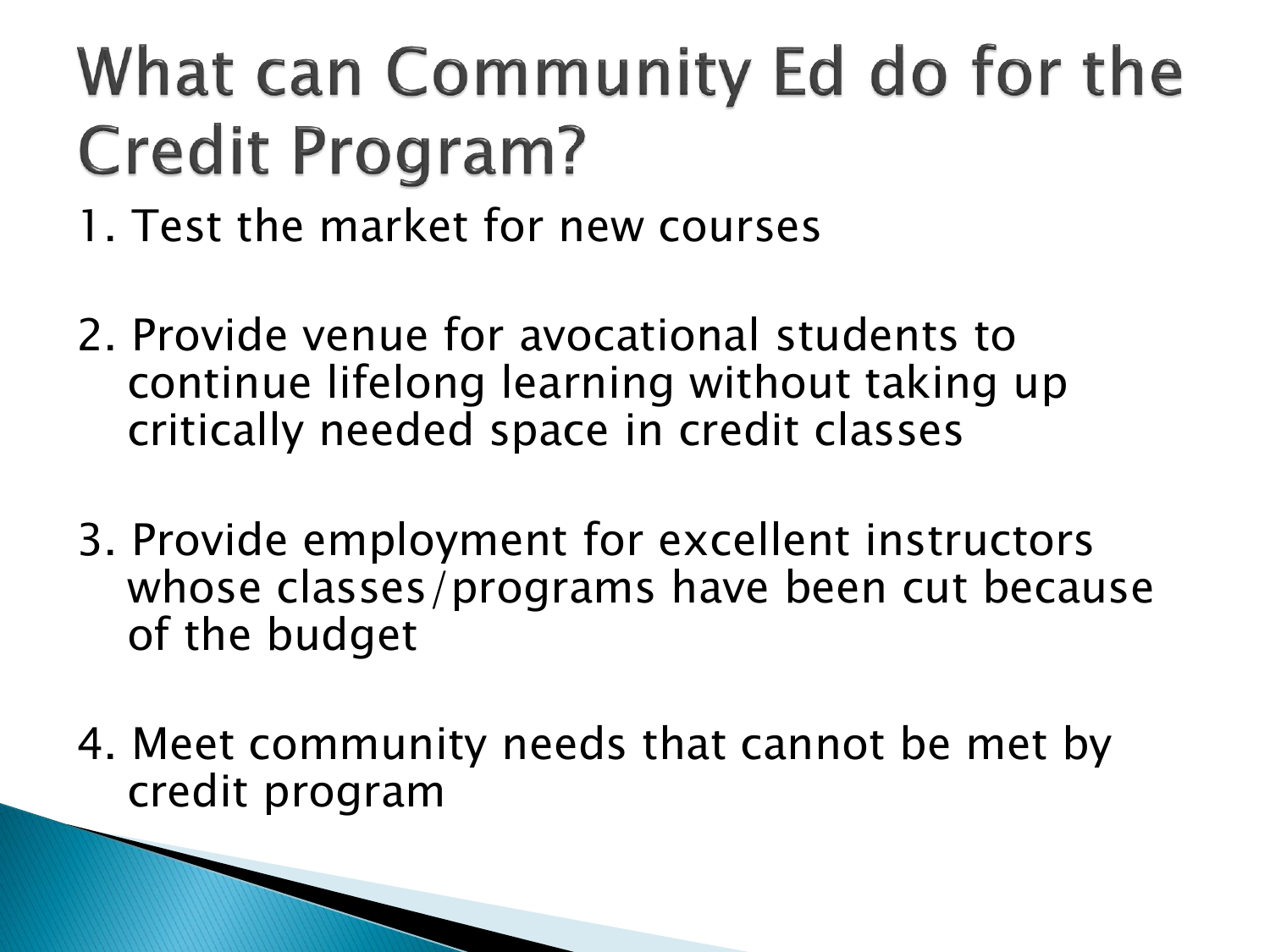# What can Community Ed do for the Credit Program?

1. Test the market for new courses

2. Provide venue for avocational students to continue lifelong learning without taking up critically needed space in credit classes

3. Provide employment for excellent instructors whose classes/programs have been cut because of the budget

4. Meet community needs that cannot be met by credit program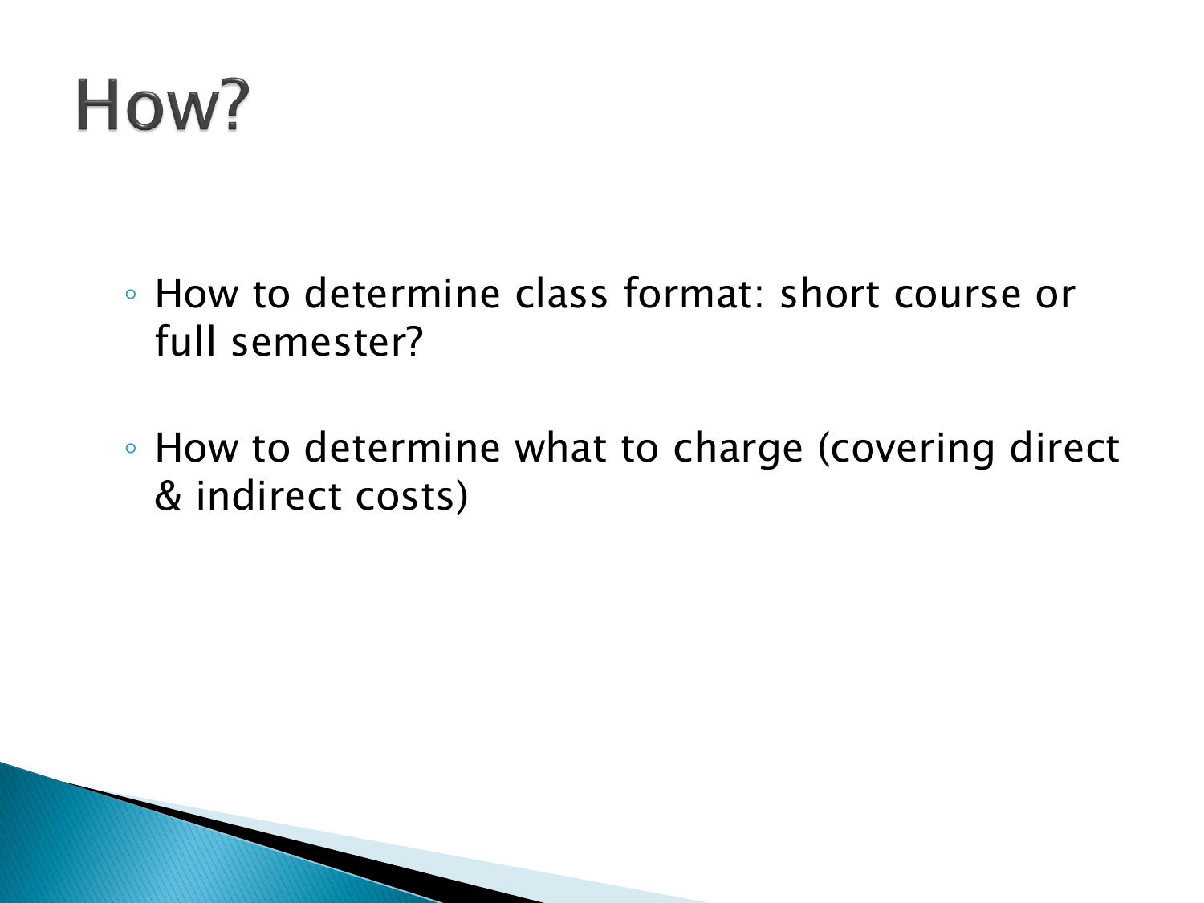# How?

- How to determine class format: short course or full semester?
- How to determine what to charge (covering direct & indirect costs)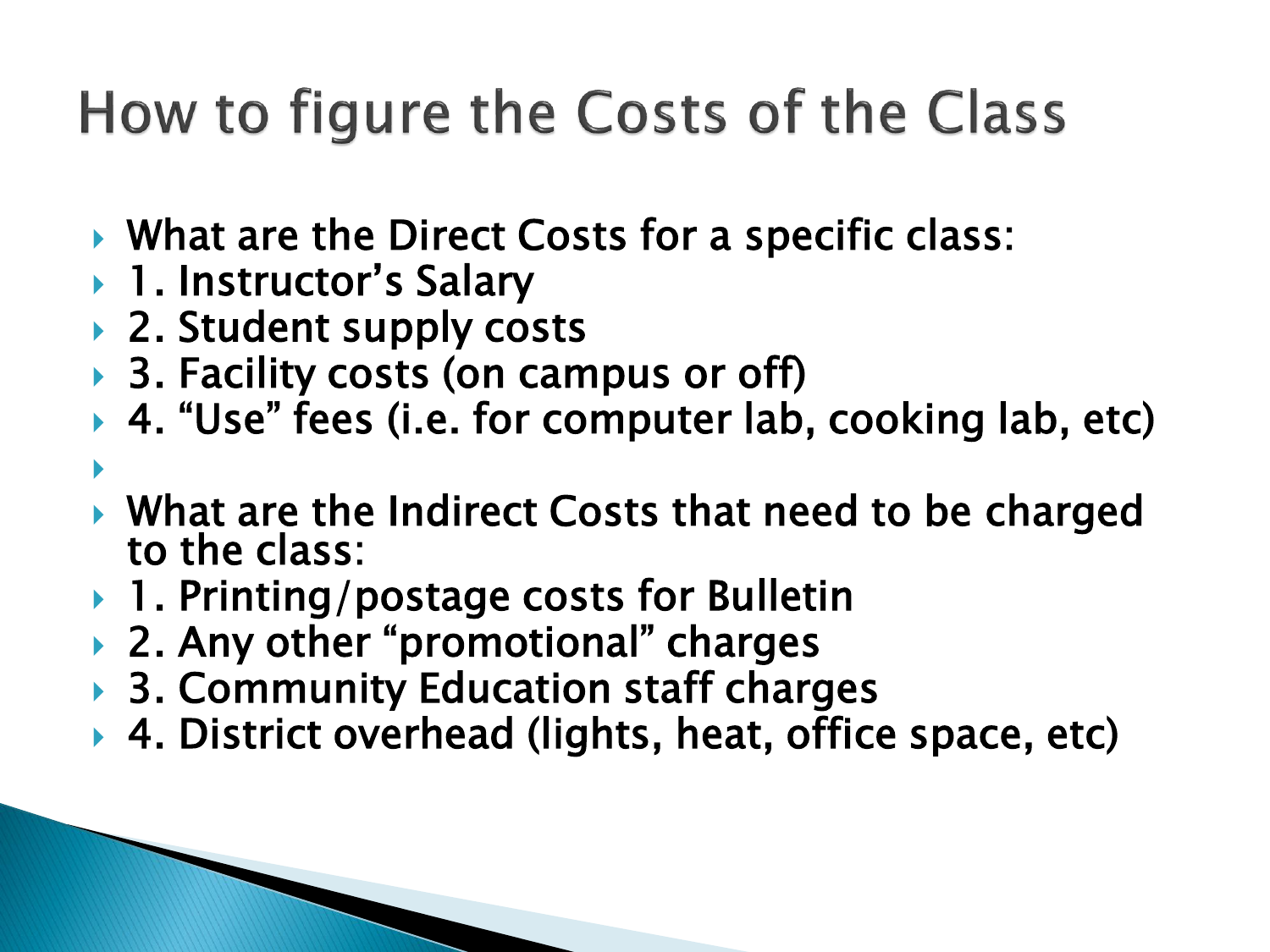# How to figure the Costs of the Class

- What are the Direct Costs for a specific class:
- 1. Instructor's Salary
- 2. Student supply costs
- 3. Facility costs (on campus or off)
- 4. "Use" fees (i.e. for computer lab, cooking lab, etc)

- What are the Indirect Costs that need to be charged to the class:
- 1. Printing/postage costs for Bulletin
- 2. Any other "promotional" charges
- 3. Community Education staff charges
- 4. District overhead (lights, heat, office space, etc)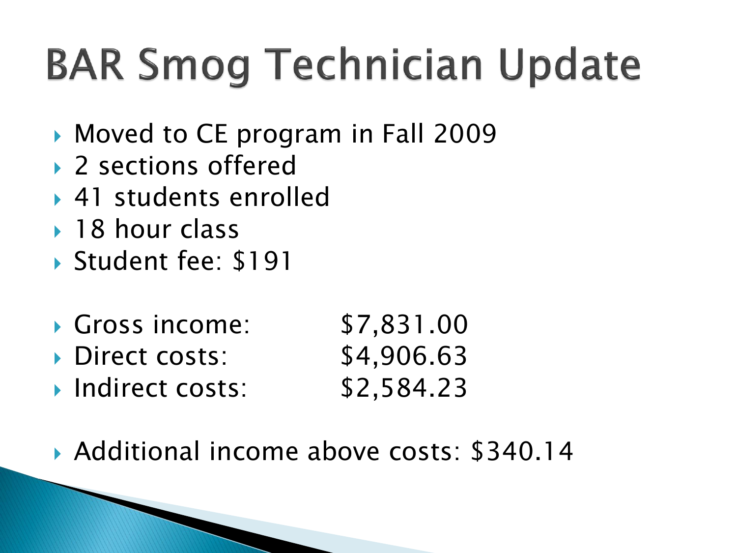# BAR Smog Technician Update

- Moved to CE program in Fall 2009
- 2 sections offered
- 41 students enrolled
- 18 hour class
- Student fee: $191

- Gross income: $7,831.00
- Direct costs: $4,906.63
- Indirect costs: $2,584.23

- Additional income above costs: $340.14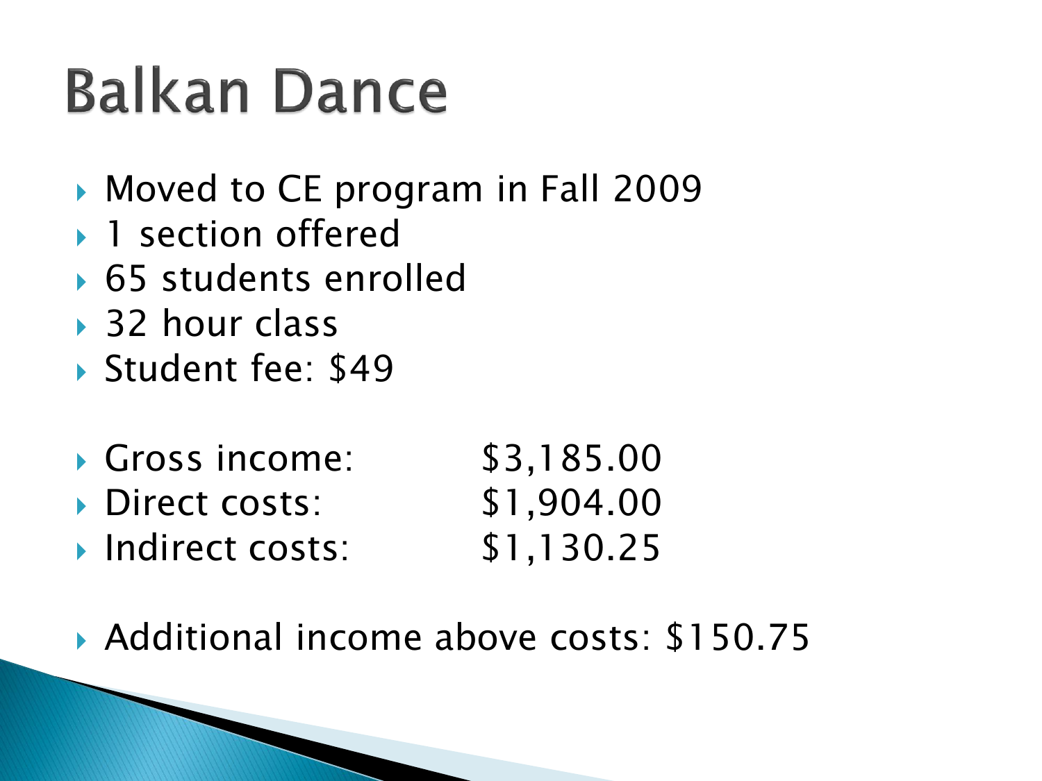# Balkan Dance

- Moved to CE program in Fall 2009
- 1 section offered
- 65 students enrolled
- 32 hour class
- Student fee: $49

- Gross income: $3,185.00
- Direct costs: $1,904.00
- Indirect costs: $1,130.25

- Additional income above costs: $150.75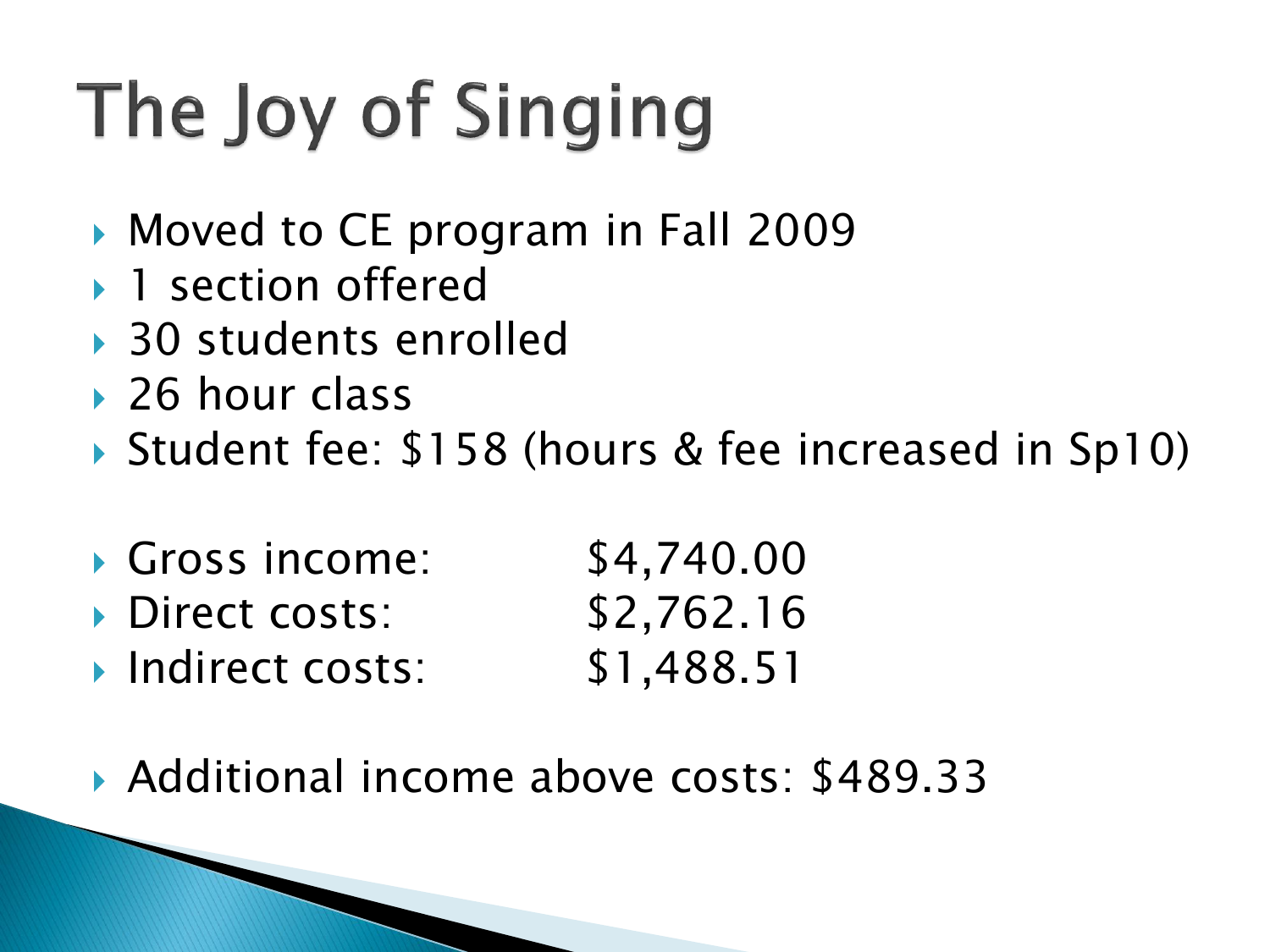# The Joy of Singing

- Moved to CE program in Fall 2009
- 1 section offered
- 30 students enrolled
- 26 hour class
- Student fee: $158 (hours & fee increased in Sp10)

- Gross income: $4,740.00
- Direct costs: $2,762.16
- Indirect costs: $1,488.51

- Additional income above costs: $489.33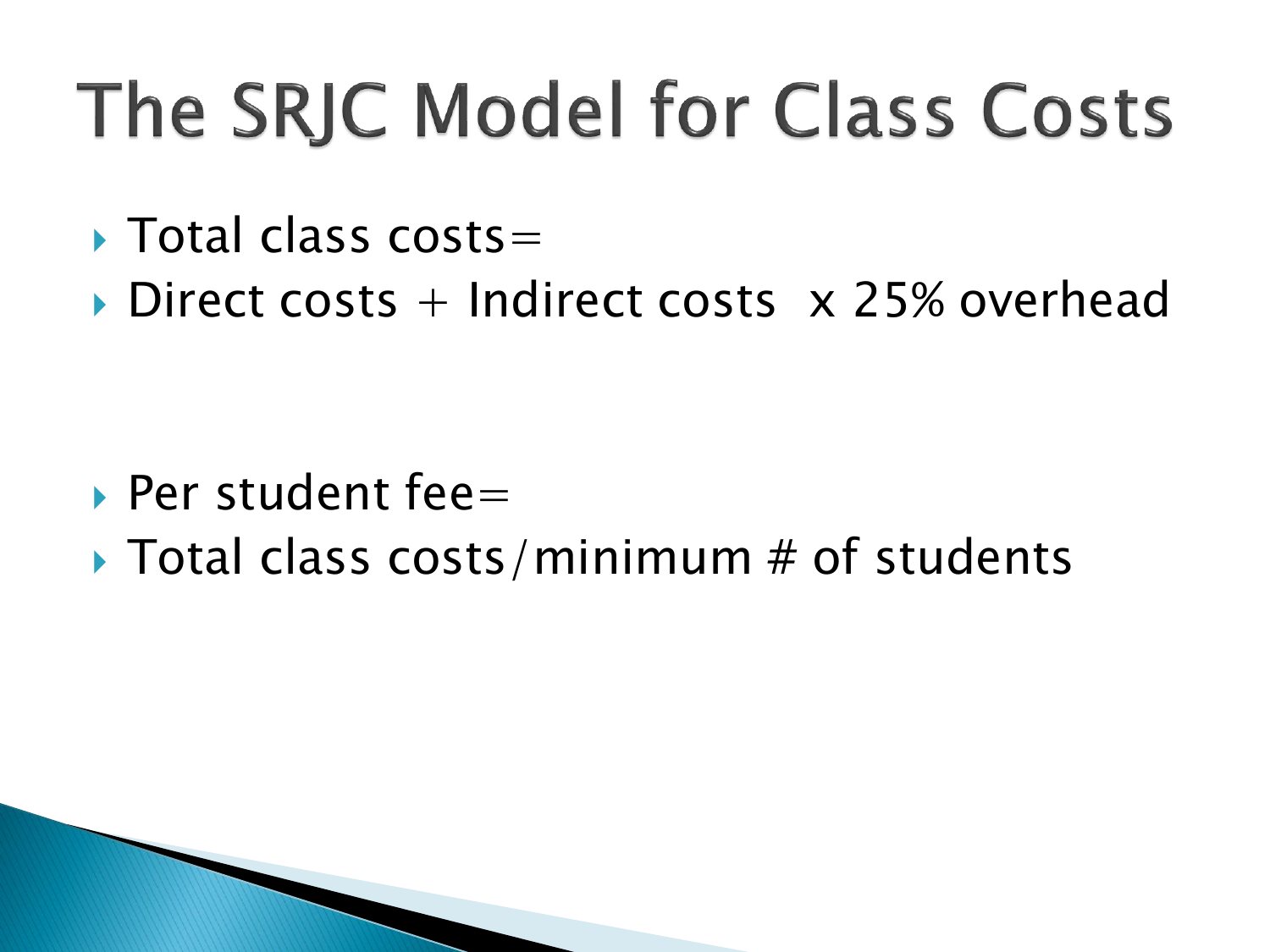# The SRJC Model for Class Costs

- Total class costs=
- Direct costs + Indirect costs  x 25% overhead

- Per student fee=
- Total class costs/minimum # of students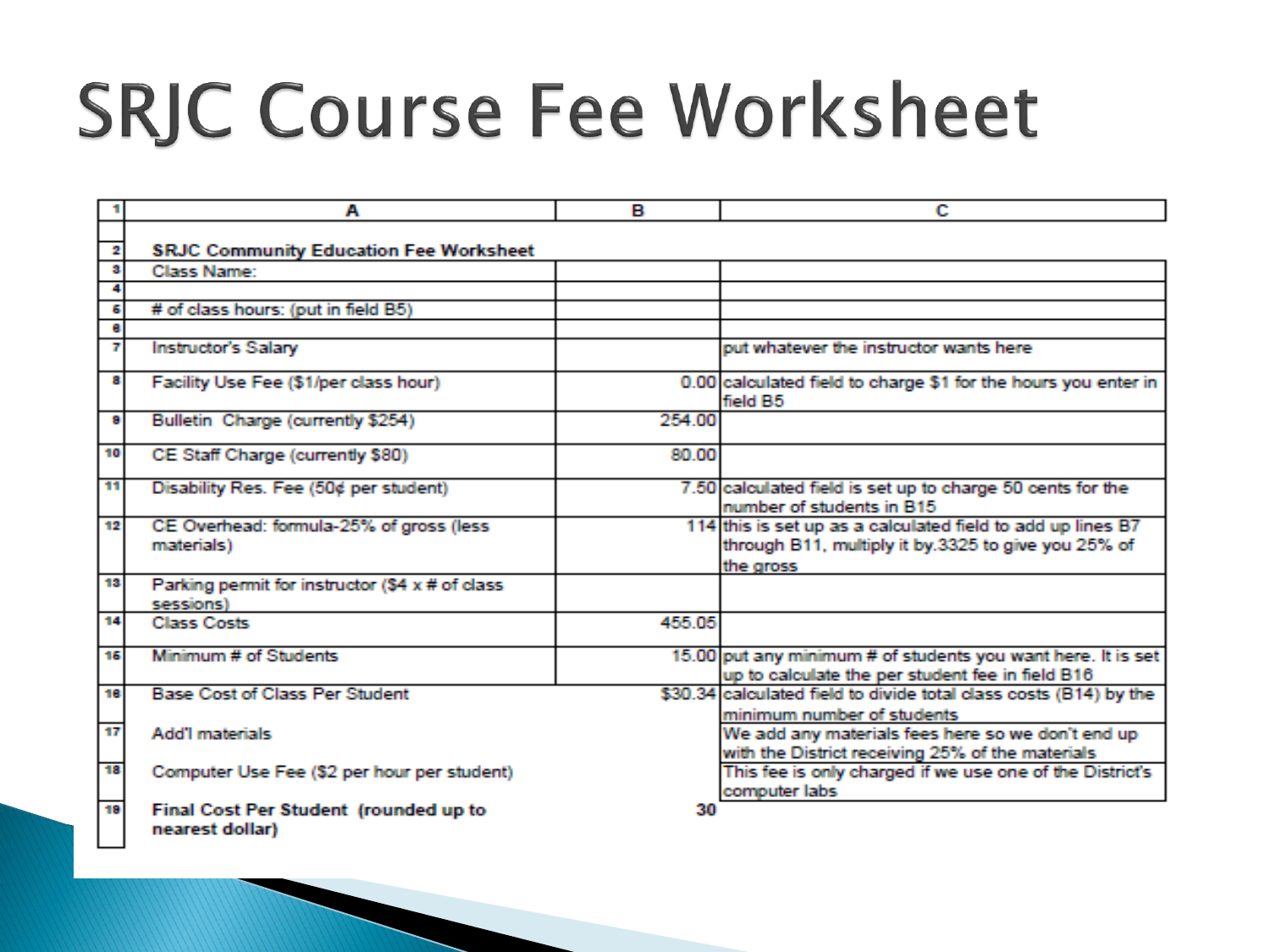# SRJC Course Fee Worksheet

| 1 | A | B | C |
|---|---|---|---|
| 2 | **SRJC Community Education Fee Worksheet** | | |
| 3 | Class Name: | | |
| 4 | | | |
| 5 | # of class hours: (put in field B5) | | |
| 6 | | | |
| 7 | Instructor's Salary | | put whatever the instructor wants here |
| 8 | Facility Use Fee ($1/per class hour) | 0.00 | calculated field to charge $1 for the hours you enter in field B5 |
| 9 | Bulletin Charge (currently $254) | 254.00 | |
| 10 | CE Staff Charge (currently $80) | 80.00 | |
| 11 | Disability Res. Fee (50¢ per student) | 7.50 | calculated field is set up to charge 50 cents for the number of students in B15 |
| 12 | CE Overhead: formula-25% of gross (less materials) | 114 | this is set up as a calculated field to add up lines B7 through B11, multiply it by.3325 to give you 25% of the gross |
| 13 | Parking permit for instructor ($4 x # of class sessions) | | |
| 14 | Class Costs | 455.05 | |
| 15 | Minimum # of Students | 15.00 | put any minimum # of students you want here. It is set up to calculate the per student fee in field B16 |
| 16 | Base Cost of Class Per Student | $30.34 | calculated field to divide total class costs (B14) by the minimum number of students |
| 17 | Add'l materials | | We add any materials fees here so we don't end up with the District receiving 25% of the materials |
| 18 | Computer Use Fee ($2 per hour per student) | | This fee is only charged if we use one of the District's computer labs |
| 19 | **Final Cost Per Student (rounded up to nearest dollar)** | 30 | |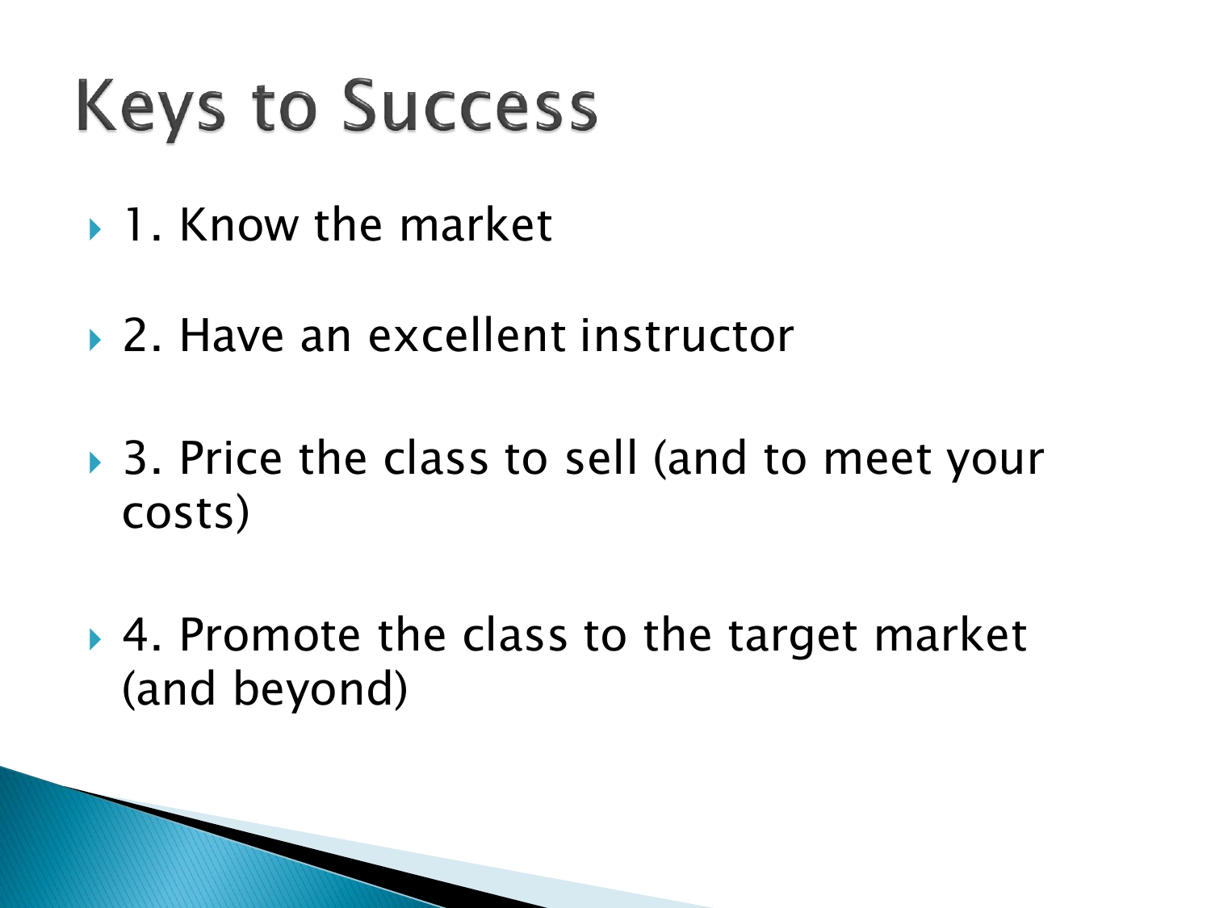# Keys to Success

- 1. Know the market
- 2. Have an excellent instructor
- 3. Price the class to sell (and to meet your costs)
- 4. Promote the class to the target market (and beyond)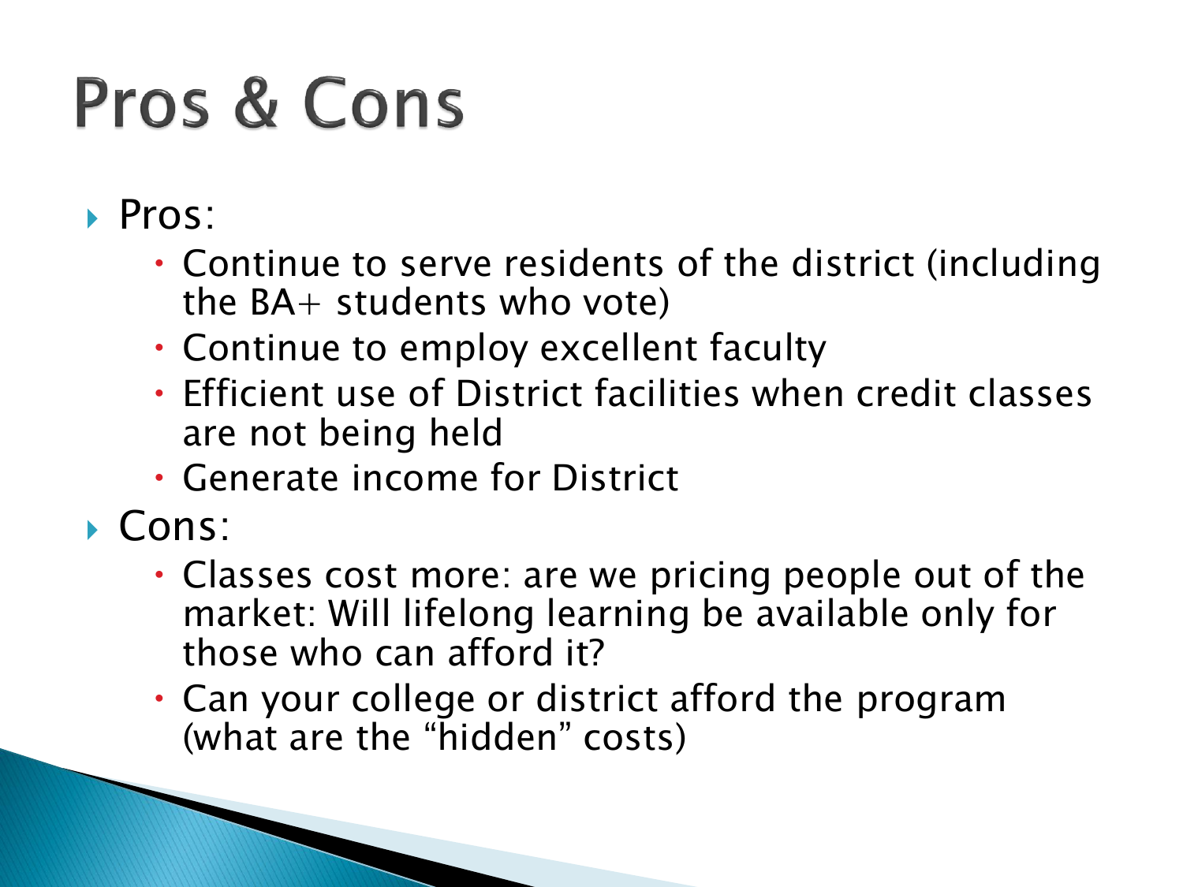# Pros & Cons

- Pros:
  - Continue to serve residents of the district (including the BA+ students who vote)
  - Continue to employ excellent faculty
  - Efficient use of District facilities when credit classes are not being held
  - Generate income for District
- Cons:
  - Classes cost more: are we pricing people out of the market: Will lifelong learning be available only for those who can afford it?
  - Can your college or district afford the program (what are the "hidden" costs)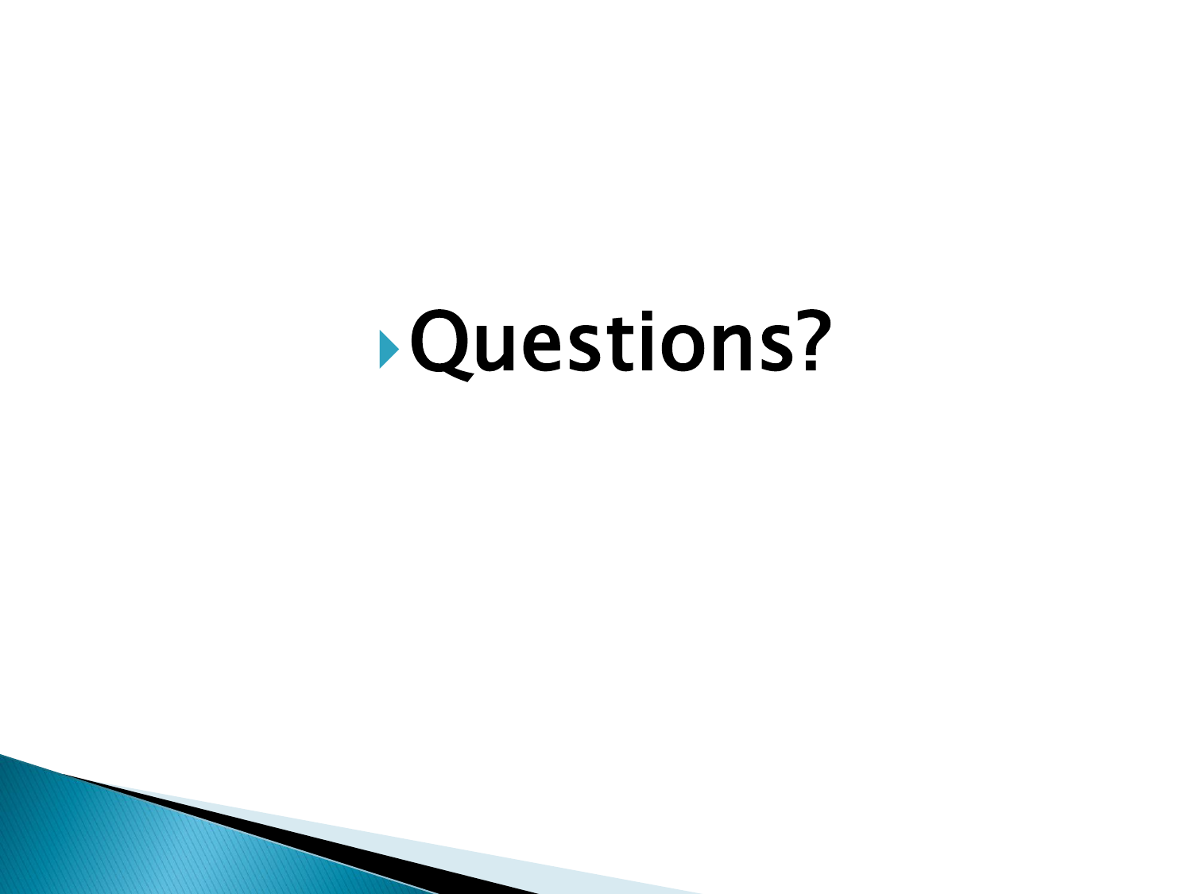- Questions?